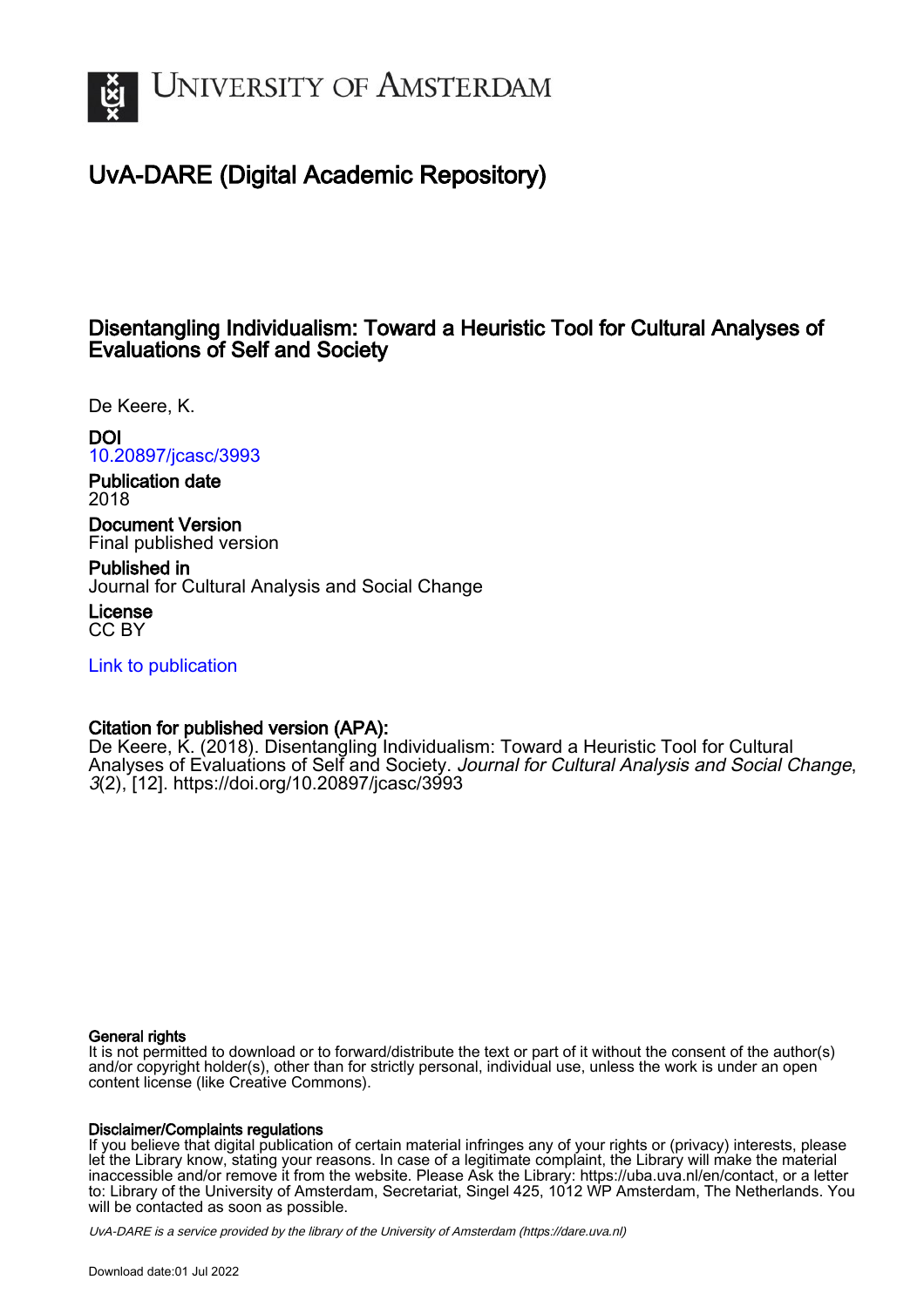# University of Amsterdam

## UvA-DARE (Digital Academic Repository)

### Disentangling Individualism: Toward a Heuristic Tool for Cultural Analyses of Evaluations of Self and Society

De Keere, K.

**DOI**
10.20897/jcasc/3993

**Publication date**
2018

**Document Version**
Final published version

**Published in**
Journal for Cultural Analysis and Social Change

**License**
CC BY

Link to publication

**Citation for published version (APA):**
De Keere, K. (2018). Disentangling Individualism: Toward a Heuristic Tool for Cultural Analyses of Evaluations of Self and Society. *Journal for Cultural Analysis and Social Change*, *3*(2), [12]. https://doi.org/10.20897/jcasc/3993

**General rights**
It is not permitted to download or to forward/distribute the text or part of it without the consent of the author(s) and/or copyright holder(s), other than for strictly personal, individual use, unless the work is under an open content license (like Creative Commons).

**Disclaimer/Complaints regulations**
If you believe that digital publication of certain material infringes any of your rights or (privacy) interests, please let the Library know, stating your reasons. In case of a legitimate complaint, the Library will make the material inaccessible and/or remove it from the website. Please Ask the Library: https://uba.uva.nl/en/contact, or a letter to: Library of the University of Amsterdam, Secretariat, Singel 425, 1012 WP Amsterdam, The Netherlands. You will be contacted as soon as possible.

*UvA-DARE is a service provided by the library of the University of Amsterdam (https://dare.uva.nl)*

Download date:01 Jul 2022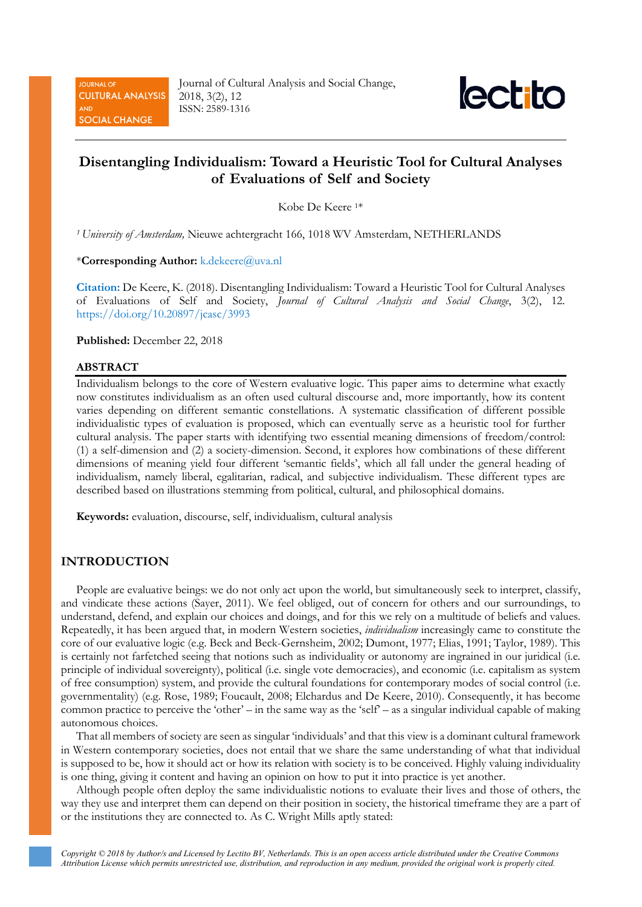# Disentangling Individualism: Toward a Heuristic Tool for Cultural Analyses of Evaluations of Self and Society

Kobe De Keere [1]*

[1] *University of Amsterdam,* Nieuwe achtergracht 166, 1018 WV Amsterdam, NETHERLANDS

\***Corresponding Author:** k.dekeere@uva.nl

**Citation:** De Keere, K. (2018). Disentangling Individualism: Toward a Heuristic Tool for Cultural Analyses of Evaluations of Self and Society, *Journal of Cultural Analysis and Social Change*, 3(2), 12. https://doi.org/10.20897/jcasc/3993

**Published:** December 22, 2018

## ABSTRACT

Individualism belongs to the core of Western evaluative logic. This paper aims to determine what exactly now constitutes individualism as an often used cultural discourse and, more importantly, how its content varies depending on different semantic constellations. A systematic classification of different possible individualistic types of evaluation is proposed, which can eventually serve as a heuristic tool for further cultural analysis. The paper starts with identifying two essential meaning dimensions of freedom/control: (1) a self-dimension and (2) a society-dimension. Second, it explores how combinations of these different dimensions of meaning yield four different 'semantic fields', which all fall under the general heading of individualism, namely liberal, egalitarian, radical, and subjective individualism. These different types are described based on illustrations stemming from political, cultural, and philosophical domains.

**Keywords:** evaluation, discourse, self, individualism, cultural analysis

## INTRODUCTION

People are evaluative beings: we do not only act upon the world, but simultaneously seek to interpret, classify, and vindicate these actions (Sayer, 2011). We feel obliged, out of concern for others and our surroundings, to understand, defend, and explain our choices and doings, and for this we rely on a multitude of beliefs and values. Repeatedly, it has been argued that, in modern Western societies, *individualism* increasingly came to constitute the core of our evaluative logic (e.g. Beck and Beck-Gernsheim, 2002; Dumont, 1977; Elias, 1991; Taylor, 1989). This is certainly not farfetched seeing that notions such as individuality or autonomy are ingrained in our juridical (i.e. principle of individual sovereignty), political (i.e. single vote democracies), and economic (i.e. capitalism as system of free consumption) system, and provide the cultural foundations for contemporary modes of social control (i.e. governmentality) (e.g. Rose, 1989; Foucault, 2008; Elchardus and De Keere, 2010). Consequently, it has become common practice to perceive the 'other' – in the same way as the 'self' – as a singular individual capable of making autonomous choices.

That all members of society are seen as singular 'individuals' and that this view is a dominant cultural framework in Western contemporary societies, does not entail that we share the same understanding of what that individual is supposed to be, how it should act or how its relation with society is to be conceived. Highly valuing individuality is one thing, giving it content and having an opinion on how to put it into practice is yet another.

Although people often deploy the same individualistic notions to evaluate their lives and those of others, the way they use and interpret them can depend on their position in society, the historical timeframe they are a part of or the institutions they are connected to. As C. Wright Mills aptly stated:

*Copyright © 2018 by Author/s and Licensed by Lectito BV, Netherlands. This is an open access article distributed under the Creative Commons Attribution License which permits unrestricted use, distribution, and reproduction in any medium, provided the original work is properly cited.*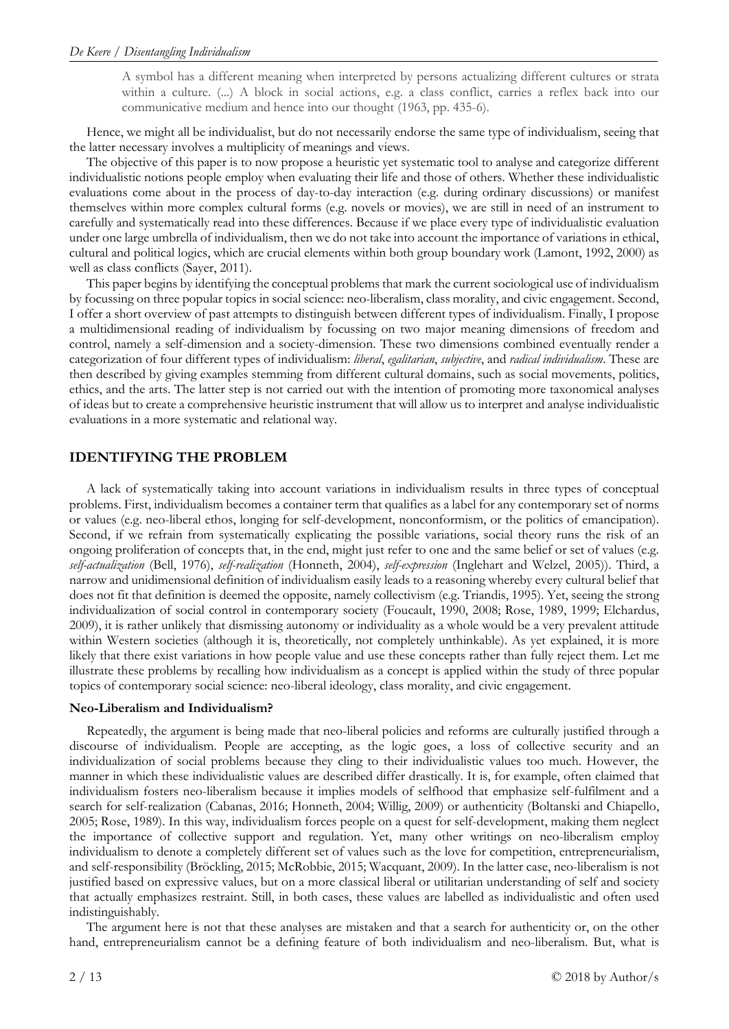> A symbol has a different meaning when interpreted by persons actualizing different cultures or strata within a culture. (...) A block in social actions, e.g. a class conflict, carries a reflex back into our communicative medium and hence into our thought (1963, pp. 435-6).

Hence, we might all be individualist, but do not necessarily endorse the same type of individualism, seeing that the latter necessary involves a multiplicity of meanings and views.

The objective of this paper is to now propose a heuristic yet systematic tool to analyse and categorize different individualistic notions people employ when evaluating their life and those of others. Whether these individualistic evaluations come about in the process of day-to-day interaction (e.g. during ordinary discussions) or manifest themselves within more complex cultural forms (e.g. novels or movies), we are still in need of an instrument to carefully and systematically read into these differences. Because if we place every type of individualistic evaluation under one large umbrella of individualism, then we do not take into account the importance of variations in ethical, cultural and political logics, which are crucial elements within both group boundary work (Lamont, 1992, 2000) as well as class conflicts (Sayer, 2011).

This paper begins by identifying the conceptual problems that mark the current sociological use of individualism by focussing on three popular topics in social science: neo-liberalism, class morality, and civic engagement. Second, I offer a short overview of past attempts to distinguish between different types of individualism. Finally, I propose a multidimensional reading of individualism by focussing on two major meaning dimensions of freedom and control, namely a self-dimension and a society-dimension. These two dimensions combined eventually render a categorization of four different types of individualism: *liberal*, *egalitarian*, *subjective*, and *radical individualism*. These are then described by giving examples stemming from different cultural domains, such as social movements, politics, ethics, and the arts. The latter step is not carried out with the intention of promoting more taxonomical analyses of ideas but to create a comprehensive heuristic instrument that will allow us to interpret and analyse individualistic evaluations in a more systematic and relational way.

## IDENTIFYING THE PROBLEM

A lack of systematically taking into account variations in individualism results in three types of conceptual problems. First, individualism becomes a container term that qualifies as a label for any contemporary set of norms or values (e.g. neo-liberal ethos, longing for self-development, nonconformism, or the politics of emancipation). Second, if we refrain from systematically explicating the possible variations, social theory runs the risk of an ongoing proliferation of concepts that, in the end, might just refer to one and the same belief or set of values (e.g. *self-actualization* (Bell, 1976), *self-realization* (Honneth, 2004), *self-expression* (Inglehart and Welzel, 2005)). Third, a narrow and unidimensional definition of individualism easily leads to a reasoning whereby every cultural belief that does not fit that definition is deemed the opposite, namely collectivism (e.g. Triandis, 1995). Yet, seeing the strong individualization of social control in contemporary society (Foucault, 1990, 2008; Rose, 1989, 1999; Elchardus, 2009), it is rather unlikely that dismissing autonomy or individuality as a whole would be a very prevalent attitude within Western societies (although it is, theoretically, not completely unthinkable). As yet explained, it is more likely that there exist variations in how people value and use these concepts rather than fully reject them. Let me illustrate these problems by recalling how individualism as a concept is applied within the study of three popular topics of contemporary social science: neo-liberal ideology, class morality, and civic engagement.

### Neo-Liberalism and Individualism?

Repeatedly, the argument is being made that neo-liberal policies and reforms are culturally justified through a discourse of individualism. People are accepting, as the logic goes, a loss of collective security and an individualization of social problems because they cling to their individualistic values too much. However, the manner in which these individualistic values are described differ drastically. It is, for example, often claimed that individualism fosters neo-liberalism because it implies models of selfhood that emphasize self-fulfilment and a search for self-realization (Cabanas, 2016; Honneth, 2004; Willig, 2009) or authenticity (Boltanski and Chiapello, 2005; Rose, 1989). In this way, individualism forces people on a quest for self-development, making them neglect the importance of collective support and regulation. Yet, many other writings on neo-liberalism employ individualism to denote a completely different set of values such as the love for competition, entrepreneurialism, and self-responsibility (Bröckling, 2015; McRobbie, 2015; Wacquant, 2009). In the latter case, neo-liberalism is not justified based on expressive values, but on a more classical liberal or utilitarian understanding of self and society that actually emphasizes restraint. Still, in both cases, these values are labelled as individualistic and often used indistinguishably.

The argument here is not that these analyses are mistaken and that a search for authenticity or, on the other hand, entrepreneurialism cannot be a defining feature of both individualism and neo-liberalism. But, what is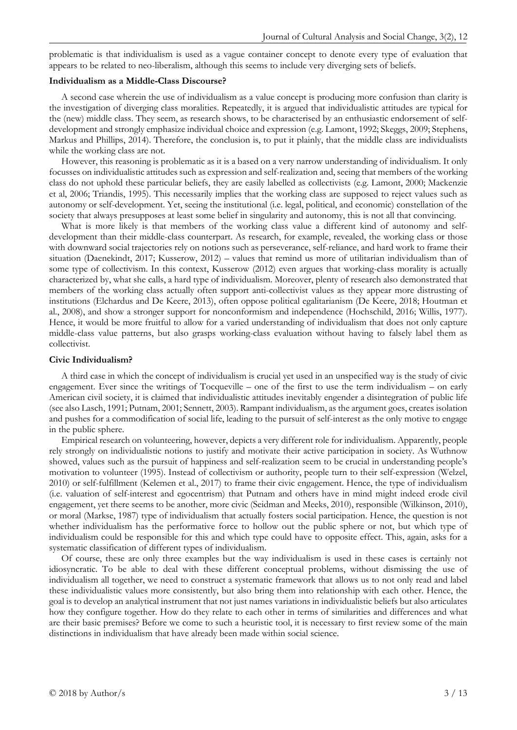problematic is that individualism is used as a vague container concept to denote every type of evaluation that appears to be related to neo-liberalism, although this seems to include very diverging sets of beliefs.

**Individualism as a Middle-Class Discourse?**

A second case wherein the use of individualism as a value concept is producing more confusion than clarity is the investigation of diverging class moralities. Repeatedly, it is argued that individualistic attitudes are typical for the (new) middle class. They seem, as research shows, to be characterised by an enthusiastic endorsement of self-development and strongly emphasize individual choice and expression (e.g. Lamont, 1992; Skeggs, 2009; Stephens, Markus and Phillips, 2014). Therefore, the conclusion is, to put it plainly, that the middle class are individualists while the working class are not.

However, this reasoning is problematic as it is a based on a very narrow understanding of individualism. It only focusses on individualistic attitudes such as expression and self-realization and, seeing that members of the working class do not uphold these particular beliefs, they are easily labelled as collectivists (e.g. Lamont, 2000; Mackenzie et al, 2006; Triandis, 1995). This necessarily implies that the working class are supposed to reject values such as autonomy or self-development. Yet, seeing the institutional (i.e. legal, political, and economic) constellation of the society that always presupposes at least some belief in singularity and autonomy, this is not all that convincing.

What is more likely is that members of the working class value a different kind of autonomy and self-development than their middle-class counterpart. As research, for example, revealed, the working class or those with downward social trajectories rely on notions such as perseverance, self-reliance, and hard work to frame their situation (Daenekindt, 2017; Kusserow, 2012) – values that remind us more of utilitarian individualism than of some type of collectivism. In this context, Kusserow (2012) even argues that working-class morality is actually characterized by, what she calls, a hard type of individualism. Moreover, plenty of research also demonstrated that members of the working class actually often support anti-collectivist values as they appear more distrusting of institutions (Elchardus and De Keere, 2013), often oppose political egalitarianism (De Keere, 2018; Houtman et al., 2008), and show a stronger support for nonconformism and independence (Hochschild, 2016; Willis, 1977). Hence, it would be more fruitful to allow for a varied understanding of individualism that does not only capture middle-class value patterns, but also grasps working-class evaluation without having to falsely label them as collectivist.

**Civic Individualism?**

A third case in which the concept of individualism is crucial yet used in an unspecified way is the study of civic engagement. Ever since the writings of Tocqueville – one of the first to use the term individualism – on early American civil society, it is claimed that individualistic attitudes inevitably engender a disintegration of public life (see also Lasch, 1991; Putnam, 2001; Sennett, 2003). Rampant individualism, as the argument goes, creates isolation and pushes for a commodification of social life, leading to the pursuit of self-interest as the only motive to engage in the public sphere.

Empirical research on volunteering, however, depicts a very different role for individualism. Apparently, people rely strongly on individualistic notions to justify and motivate their active participation in society. As Wuthnow showed, values such as the pursuit of happiness and self-realization seem to be crucial in understanding people's motivation to volunteer (1995). Instead of collectivism or authority, people turn to their self-expression (Welzel, 2010) or self-fulfillment (Kelemen et al., 2017) to frame their civic engagement. Hence, the type of individualism (i.e. valuation of self-interest and egocentrism) that Putnam and others have in mind might indeed erode civil engagement, yet there seems to be another, more civic (Seidman and Meeks, 2010), responsible (Wilkinson, 2010), or moral (Markse, 1987) type of individualism that actually fosters social participation. Hence, the question is not whether individualism has the performative force to hollow out the public sphere or not, but which type of individualism could be responsible for this and which type could have to opposite effect. This, again, asks for a systematic classification of different types of individualism.

Of course, these are only three examples but the way individualism is used in these cases is certainly not idiosyncratic. To be able to deal with these different conceptual problems, without dismissing the use of individualism all together, we need to construct a systematic framework that allows us to not only read and label these individualistic values more consistently, but also bring them into relationship with each other. Hence, the goal is to develop an analytical instrument that not just names variations in individualistic beliefs but also articulates how they configure together. How do they relate to each other in terms of similarities and differences and what are their basic premises? Before we come to such a heuristic tool, it is necessary to first review some of the main distinctions in individualism that have already been made within social science.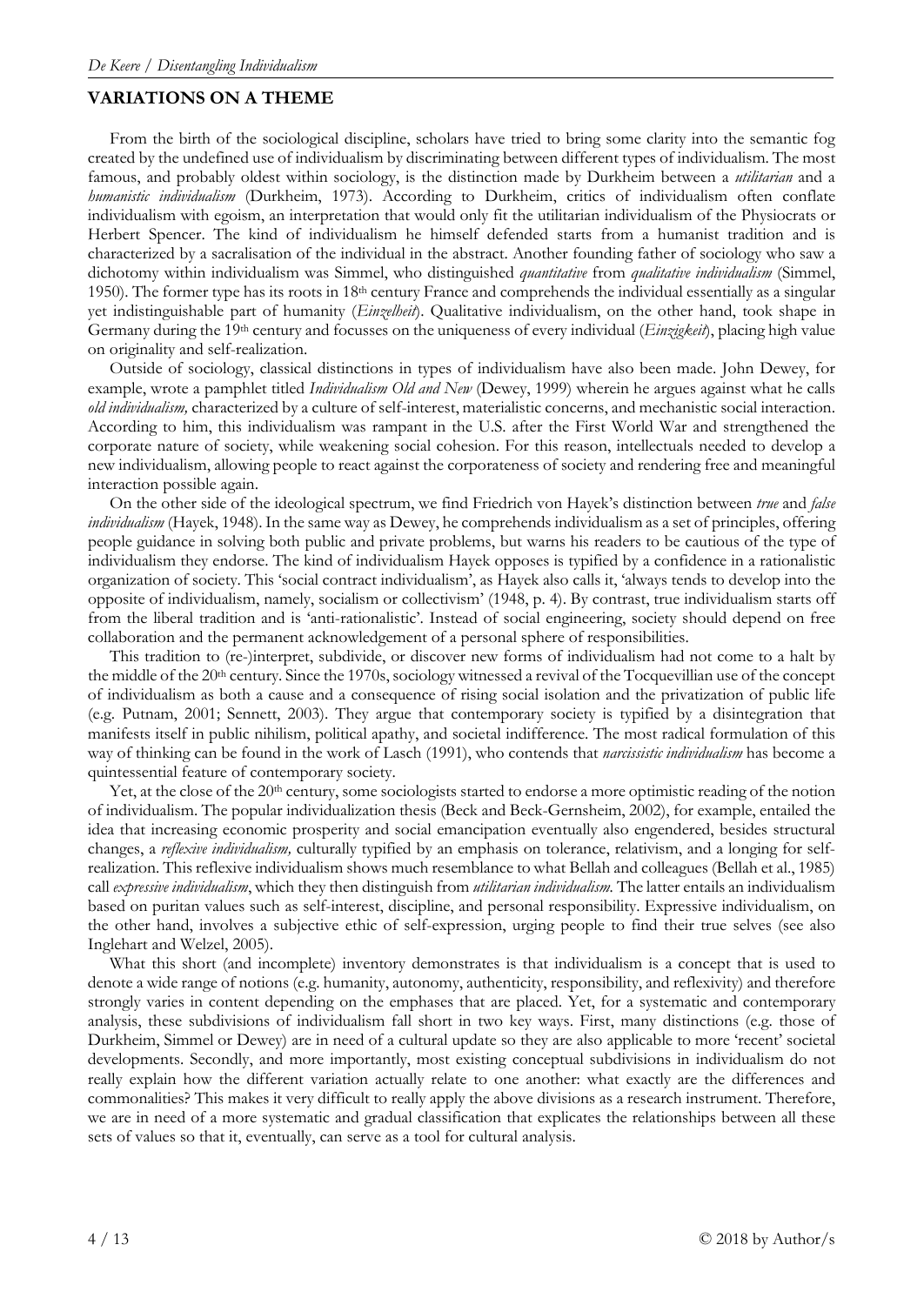## VARIATIONS ON A THEME

From the birth of the sociological discipline, scholars have tried to bring some clarity into the semantic fog created by the undefined use of individualism by discriminating between different types of individualism. The most famous, and probably oldest within sociology, is the distinction made by Durkheim between a *utilitarian* and a *humanistic individualism* (Durkheim, 1973). According to Durkheim, critics of individualism often conflate individualism with egoism, an interpretation that would only fit the utilitarian individualism of the Physiocrats or Herbert Spencer. The kind of individualism he himself defended starts from a humanist tradition and is characterized by a sacralisation of the individual in the abstract. Another founding father of sociology who saw a dichotomy within individualism was Simmel, who distinguished *quantitative* from *qualitative individualism* (Simmel, 1950). The former type has its roots in 18th century France and comprehends the individual essentially as a singular yet indistinguishable part of humanity (*Einzelheit*). Qualitative individualism, on the other hand, took shape in Germany during the 19th century and focusses on the uniqueness of every individual (*Einzigkeit*), placing high value on originality and self-realization.

Outside of sociology, classical distinctions in types of individualism have also been made. John Dewey, for example, wrote a pamphlet titled *Individualism Old and New* (Dewey, 1999) wherein he argues against what he calls *old individualism,* characterized by a culture of self-interest, materialistic concerns, and mechanistic social interaction. According to him, this individualism was rampant in the U.S. after the First World War and strengthened the corporate nature of society, while weakening social cohesion. For this reason, intellectuals needed to develop a new individualism, allowing people to react against the corporateness of society and rendering free and meaningful interaction possible again.

On the other side of the ideological spectrum, we find Friedrich von Hayek's distinction between *true* and *false individualism* (Hayek, 1948). In the same way as Dewey, he comprehends individualism as a set of principles, offering people guidance in solving both public and private problems, but warns his readers to be cautious of the type of individualism they endorse. The kind of individualism Hayek opposes is typified by a confidence in a rationalistic organization of society. This 'social contract individualism', as Hayek also calls it, 'always tends to develop into the opposite of individualism, namely, socialism or collectivism' (1948, p. 4). By contrast, true individualism starts off from the liberal tradition and is 'anti-rationalistic'. Instead of social engineering, society should depend on free collaboration and the permanent acknowledgement of a personal sphere of responsibilities.

This tradition to (re-)interpret, subdivide, or discover new forms of individualism had not come to a halt by the middle of the 20th century. Since the 1970s, sociology witnessed a revival of the Tocquevillian use of the concept of individualism as both a cause and a consequence of rising social isolation and the privatization of public life (e.g. Putnam, 2001; Sennett, 2003). They argue that contemporary society is typified by a disintegration that manifests itself in public nihilism, political apathy, and societal indifference. The most radical formulation of this way of thinking can be found in the work of Lasch (1991), who contends that *narcissistic individualism* has become a quintessential feature of contemporary society.

Yet, at the close of the 20th century, some sociologists started to endorse a more optimistic reading of the notion of individualism. The popular individualization thesis (Beck and Beck-Gernsheim, 2002), for example, entailed the idea that increasing economic prosperity and social emancipation eventually also engendered, besides structural changes, a *reflexive individualism,* culturally typified by an emphasis on tolerance, relativism, and a longing for self-realization. This reflexive individualism shows much resemblance to what Bellah and colleagues (Bellah et al., 1985) call *expressive individualism*, which they then distinguish from *utilitarian individualism.* The latter entails an individualism based on puritan values such as self-interest, discipline, and personal responsibility. Expressive individualism, on the other hand, involves a subjective ethic of self-expression, urging people to find their true selves (see also Inglehart and Welzel, 2005).

What this short (and incomplete) inventory demonstrates is that individualism is a concept that is used to denote a wide range of notions (e.g. humanity, autonomy, authenticity, responsibility, and reflexivity) and therefore strongly varies in content depending on the emphases that are placed. Yet, for a systematic and contemporary analysis, these subdivisions of individualism fall short in two key ways. First, many distinctions (e.g. those of Durkheim, Simmel or Dewey) are in need of a cultural update so they are also applicable to more 'recent' societal developments. Secondly, and more importantly, most existing conceptual subdivisions in individualism do not really explain how the different variation actually relate to one another: what exactly are the differences and commonalities? This makes it very difficult to really apply the above divisions as a research instrument. Therefore, we are in need of a more systematic and gradual classification that explicates the relationships between all these sets of values so that it, eventually, can serve as a tool for cultural analysis.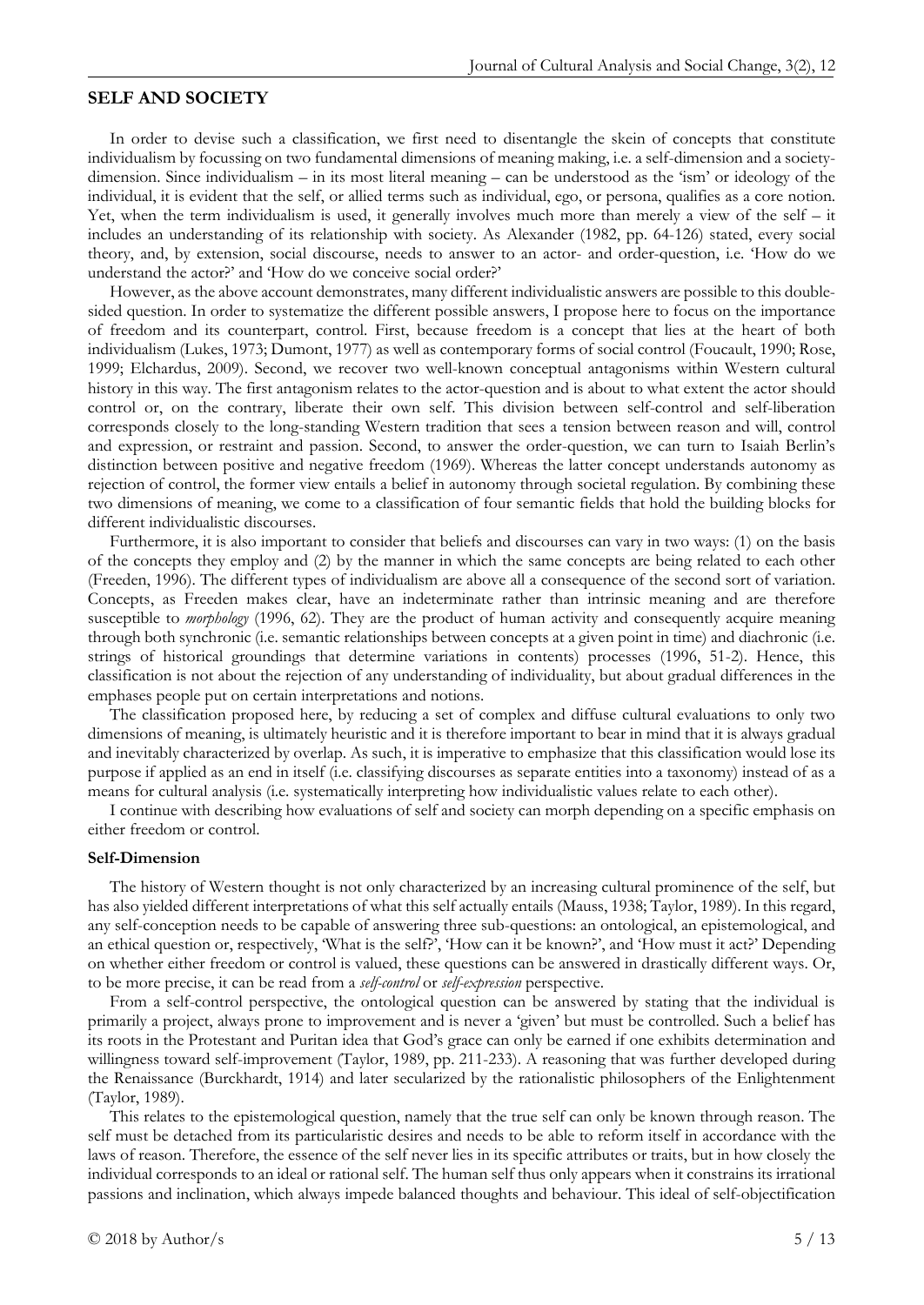## SELF AND SOCIETY

In order to devise such a classification, we first need to disentangle the skein of concepts that constitute individualism by focussing on two fundamental dimensions of meaning making, i.e. a self-dimension and a society-dimension. Since individualism – in its most literal meaning – can be understood as the 'ism' or ideology of the individual, it is evident that the self, or allied terms such as individual, ego, or persona, qualifies as a core notion. Yet, when the term individualism is used, it generally involves much more than merely a view of the self – it includes an understanding of its relationship with society. As Alexander (1982, pp. 64-126) stated, every social theory, and, by extension, social discourse, needs to answer to an actor- and order-question, i.e. 'How do we understand the actor?' and 'How do we conceive social order?'

However, as the above account demonstrates, many different individualistic answers are possible to this double-sided question. In order to systematize the different possible answers, I propose here to focus on the importance of freedom and its counterpart, control. First, because freedom is a concept that lies at the heart of both individualism (Lukes, 1973; Dumont, 1977) as well as contemporary forms of social control (Foucault, 1990; Rose, 1999; Elchardus, 2009). Second, we recover two well-known conceptual antagonisms within Western cultural history in this way. The first antagonism relates to the actor-question and is about to what extent the actor should control or, on the contrary, liberate their own self. This division between self-control and self-liberation corresponds closely to the long-standing Western tradition that sees a tension between reason and will, control and expression, or restraint and passion. Second, to answer the order-question, we can turn to Isaiah Berlin's distinction between positive and negative freedom (1969). Whereas the latter concept understands autonomy as rejection of control, the former view entails a belief in autonomy through societal regulation. By combining these two dimensions of meaning, we come to a classification of four semantic fields that hold the building blocks for different individualistic discourses.

Furthermore, it is also important to consider that beliefs and discourses can vary in two ways: (1) on the basis of the concepts they employ and (2) by the manner in which the same concepts are being related to each other (Freeden, 1996). The different types of individualism are above all a consequence of the second sort of variation. Concepts, as Freeden makes clear, have an indeterminate rather than intrinsic meaning and are therefore susceptible to *morphology* (1996, 62). They are the product of human activity and consequently acquire meaning through both synchronic (i.e. semantic relationships between concepts at a given point in time) and diachronic (i.e. strings of historical groundings that determine variations in contents) processes (1996, 51-2). Hence, this classification is not about the rejection of any understanding of individuality, but about gradual differences in the emphases people put on certain interpretations and notions.

The classification proposed here, by reducing a set of complex and diffuse cultural evaluations to only two dimensions of meaning, is ultimately heuristic and it is therefore important to bear in mind that it is always gradual and inevitably characterized by overlap. As such, it is imperative to emphasize that this classification would lose its purpose if applied as an end in itself (i.e. classifying discourses as separate entities into a taxonomy) instead of as a means for cultural analysis (i.e. systematically interpreting how individualistic values relate to each other).

I continue with describing how evaluations of self and society can morph depending on a specific emphasis on either freedom or control.

### Self-Dimension

The history of Western thought is not only characterized by an increasing cultural prominence of the self, but has also yielded different interpretations of what this self actually entails (Mauss, 1938; Taylor, 1989). In this regard, any self-conception needs to be capable of answering three sub-questions: an ontological, an epistemological, and an ethical question or, respectively, 'What is the self?', 'How can it be known?', and 'How must it act?' Depending on whether either freedom or control is valued, these questions can be answered in drastically different ways. Or, to be more precise, it can be read from a *self-control* or *self-expression* perspective.

From a self-control perspective, the ontological question can be answered by stating that the individual is primarily a project, always prone to improvement and is never a 'given' but must be controlled. Such a belief has its roots in the Protestant and Puritan idea that God's grace can only be earned if one exhibits determination and willingness toward self-improvement (Taylor, 1989, pp. 211-233). A reasoning that was further developed during the Renaissance (Burckhardt, 1914) and later secularized by the rationalistic philosophers of the Enlightenment (Taylor, 1989).

This relates to the epistemological question, namely that the true self can only be known through reason. The self must be detached from its particularistic desires and needs to be able to reform itself in accordance with the laws of reason. Therefore, the essence of the self never lies in its specific attributes or traits, but in how closely the individual corresponds to an ideal or rational self. The human self thus only appears when it constrains its irrational passions and inclination, which always impede balanced thoughts and behaviour. This ideal of self-objectification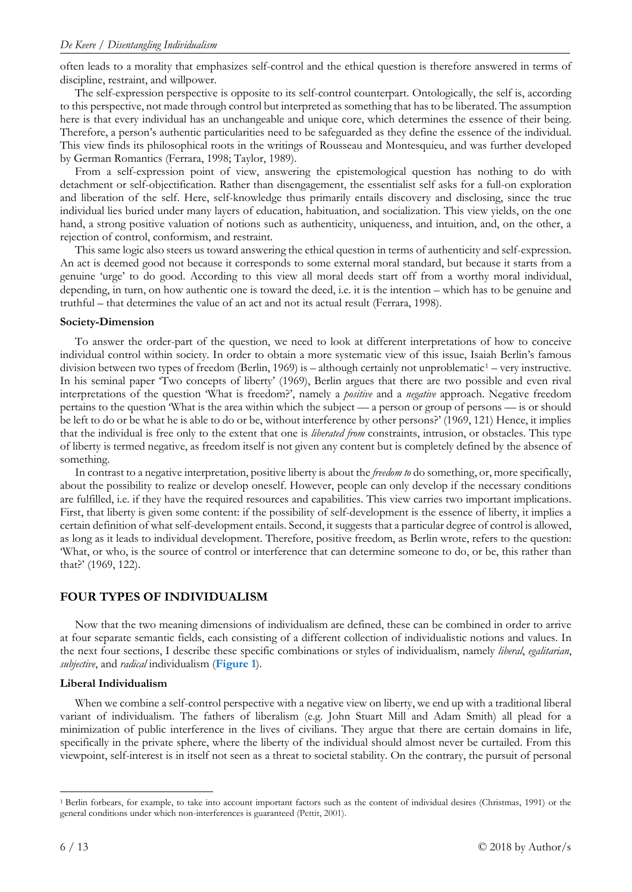often leads to a morality that emphasizes self-control and the ethical question is therefore answered in terms of discipline, restraint, and willpower.

The self-expression perspective is opposite to its self-control counterpart. Ontologically, the self is, according to this perspective, not made through control but interpreted as something that has to be liberated. The assumption here is that every individual has an unchangeable and unique core, which determines the essence of their being. Therefore, a person's authentic particularities need to be safeguarded as they define the essence of the individual. This view finds its philosophical roots in the writings of Rousseau and Montesquieu, and was further developed by German Romantics (Ferrara, 1998; Taylor, 1989).

From a self-expression point of view, answering the epistemological question has nothing to do with detachment or self-objectification. Rather than disengagement, the essentialist self asks for a full-on exploration and liberation of the self. Here, self-knowledge thus primarily entails discovery and disclosing, since the true individual lies buried under many layers of education, habituation, and socialization. This view yields, on the one hand, a strong positive valuation of notions such as authenticity, uniqueness, and intuition, and, on the other, a rejection of control, conformism, and restraint.

This same logic also steers us toward answering the ethical question in terms of authenticity and self-expression. An act is deemed good not because it corresponds to some external moral standard, but because it starts from a genuine 'urge' to do good. According to this view all moral deeds start off from a worthy moral individual, depending, in turn, on how authentic one is toward the deed, i.e. it is the intention – which has to be genuine and truthful – that determines the value of an act and not its actual result (Ferrara, 1998).

#### Society-Dimension

To answer the order-part of the question, we need to look at different interpretations of how to conceive individual control within society. In order to obtain a more systematic view of this issue, Isaiah Berlin's famous division between two types of freedom (Berlin, 1969) is – although certainly not unproblematic[1] – very instructive. In his seminal paper 'Two concepts of liberty' (1969), Berlin argues that there are two possible and even rival interpretations of the question 'What is freedom?', namely a *positive* and a *negative* approach. Negative freedom pertains to the question 'What is the area within which the subject — a person or group of persons — is or should be left to do or be what he is able to do or be, without interference by other persons?' (1969, 121) Hence, it implies that the individual is free only to the extent that one is *liberated from* constraints, intrusion, or obstacles. This type of liberty is termed negative, as freedom itself is not given any content but is completely defined by the absence of something.

In contrast to a negative interpretation, positive liberty is about the *freedom to* do something, or, more specifically, about the possibility to realize or develop oneself. However, people can only develop if the necessary conditions are fulfilled, i.e. if they have the required resources and capabilities. This view carries two important implications. First, that liberty is given some content: if the possibility of self-development is the essence of liberty, it implies a certain definition of what self-development entails. Second, it suggests that a particular degree of control is allowed, as long as it leads to individual development. Therefore, positive freedom, as Berlin wrote, refers to the question: 'What, or who, is the source of control or interference that can determine someone to do, or be, this rather than that?' (1969, 122).

## FOUR TYPES OF INDIVIDUALISM

Now that the two meaning dimensions of individualism are defined, these can be combined in order to arrive at four separate semantic fields, each consisting of a different collection of individualistic notions and values. In the next four sections, I describe these specific combinations or styles of individualism, namely *liberal*, *egalitarian*, *subjective*, and *radical* individualism (**Figure 1**).

#### Liberal Individualism

When we combine a self-control perspective with a negative view on liberty, we end up with a traditional liberal variant of individualism. The fathers of liberalism (e.g. John Stuart Mill and Adam Smith) all plead for a minimization of public interference in the lives of civilians. They argue that there are certain domains in life, specifically in the private sphere, where the liberty of the individual should almost never be curtailed. From this viewpoint, self-interest is in itself not seen as a threat to societal stability. On the contrary, the pursuit of personal

[1] Berlin forbears, for example, to take into account important factors such as the content of individual desires (Christmas, 1991) or the general conditions under which non-interferences is guaranteed (Pettit, 2001).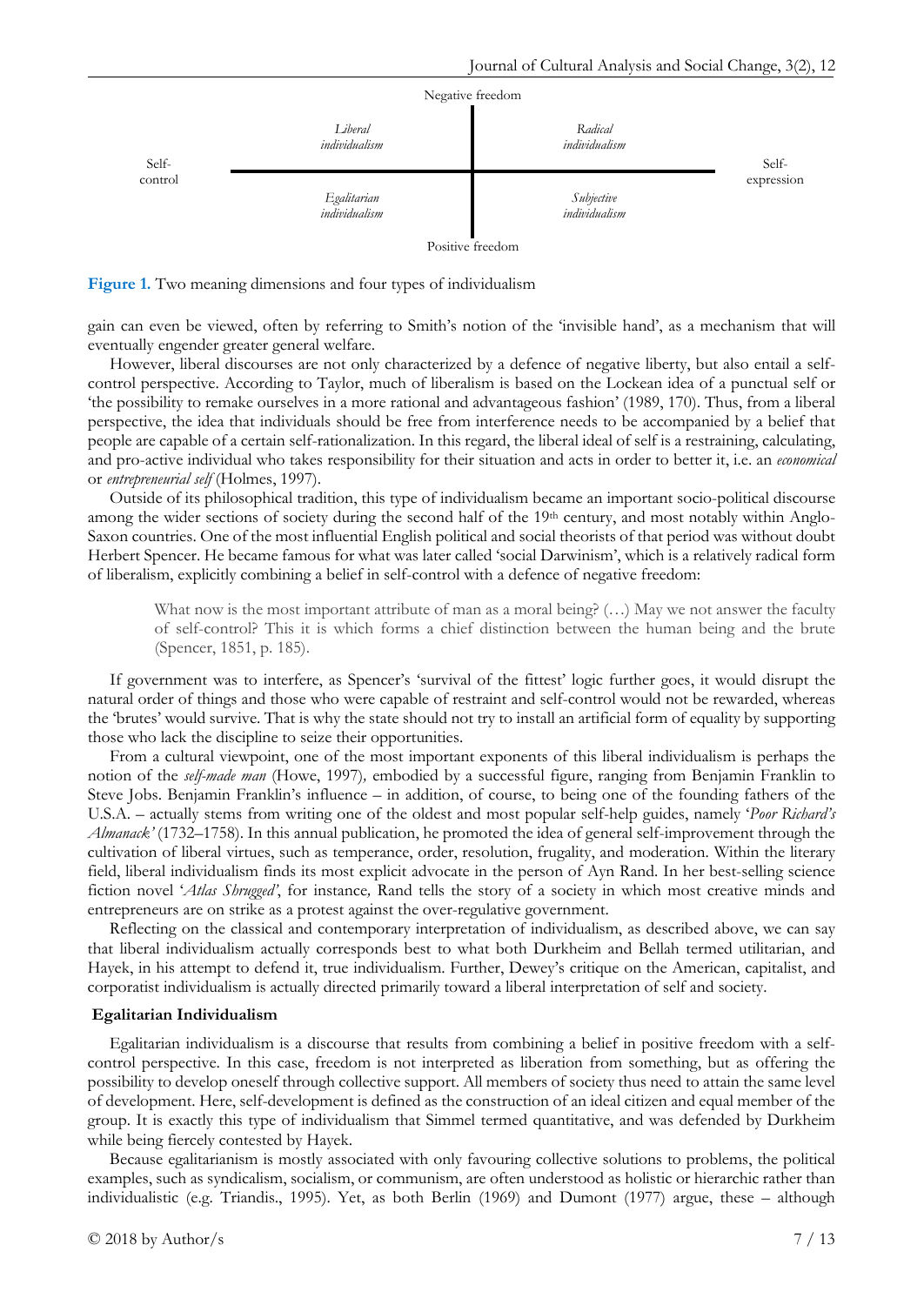| | Self-control | Self-expression |
|---|---|---|
| **Negative freedom** | *Liberal individualism* | *Radical individualism* |
| **Positive freedom** | *Egalitarian individualism* | *Subjective individualism* |

**Figure 1.** Two meaning dimensions and four types of individualism

gain can even be viewed, often by referring to Smith's notion of the 'invisible hand', as a mechanism that will eventually engender greater general welfare.

However, liberal discourses are not only characterized by a defence of negative liberty, but also entail a self-control perspective. According to Taylor, much of liberalism is based on the Lockean idea of a punctual self or 'the possibility to remake ourselves in a more rational and advantageous fashion' (1989, 170). Thus, from a liberal perspective, the idea that individuals should be free from interference needs to be accompanied by a belief that people are capable of a certain self-rationalization. In this regard, the liberal ideal of self is a restraining, calculating, and pro-active individual who takes responsibility for their situation and acts in order to better it, i.e. an *economical* or *entrepreneurial self* (Holmes, 1997).

Outside of its philosophical tradition, this type of individualism became an important socio-political discourse among the wider sections of society during the second half of the 19th century, and most notably within Anglo-Saxon countries. One of the most influential English political and social theorists of that period was without doubt Herbert Spencer. He became famous for what was later called 'social Darwinism', which is a relatively radical form of liberalism, explicitly combining a belief in self-control with a defence of negative freedom:

> What now is the most important attribute of man as a moral being? (…) May we not answer the faculty of self-control? This it is which forms a chief distinction between the human being and the brute (Spencer, 1851, p. 185).

If government was to interfere, as Spencer's 'survival of the fittest' logic further goes, it would disrupt the natural order of things and those who were capable of restraint and self-control would not be rewarded, whereas the 'brutes' would survive. That is why the state should not try to install an artificial form of equality by supporting those who lack the discipline to seize their opportunities.

From a cultural viewpoint, one of the most important exponents of this liberal individualism is perhaps the notion of the *self-made man* (Howe, 1997)*,* embodied by a successful figure, ranging from Benjamin Franklin to Steve Jobs. Benjamin Franklin's influence – in addition, of course, to being one of the founding fathers of the U.S.A. – actually stems from writing one of the oldest and most popular self-help guides, namely '*Poor Richard's Almanack'* (1732–1758). In this annual publication, he promoted the idea of general self-improvement through the cultivation of liberal virtues, such as temperance, order, resolution, frugality, and moderation. Within the literary field, liberal individualism finds its most explicit advocate in the person of Ayn Rand. In her best-selling science fiction novel '*Atlas Shrugged'*, for instance*,* Rand tells the story of a society in which most creative minds and entrepreneurs are on strike as a protest against the over-regulative government.

Reflecting on the classical and contemporary interpretation of individualism, as described above, we can say that liberal individualism actually corresponds best to what both Durkheim and Bellah termed utilitarian, and Hayek, in his attempt to defend it, true individualism. Further, Dewey's critique on the American, capitalist, and corporatist individualism is actually directed primarily toward a liberal interpretation of self and society.

### Egalitarian Individualism

Egalitarian individualism is a discourse that results from combining a belief in positive freedom with a self-control perspective. In this case, freedom is not interpreted as liberation from something, but as offering the possibility to develop oneself through collective support. All members of society thus need to attain the same level of development. Here, self-development is defined as the construction of an ideal citizen and equal member of the group. It is exactly this type of individualism that Simmel termed quantitative, and was defended by Durkheim while being fiercely contested by Hayek.

Because egalitarianism is mostly associated with only favouring collective solutions to problems, the political examples, such as syndicalism, socialism, or communism, are often understood as holistic or hierarchic rather than individualistic (e.g. Triandis., 1995). Yet, as both Berlin (1969) and Dumont (1977) argue, these – although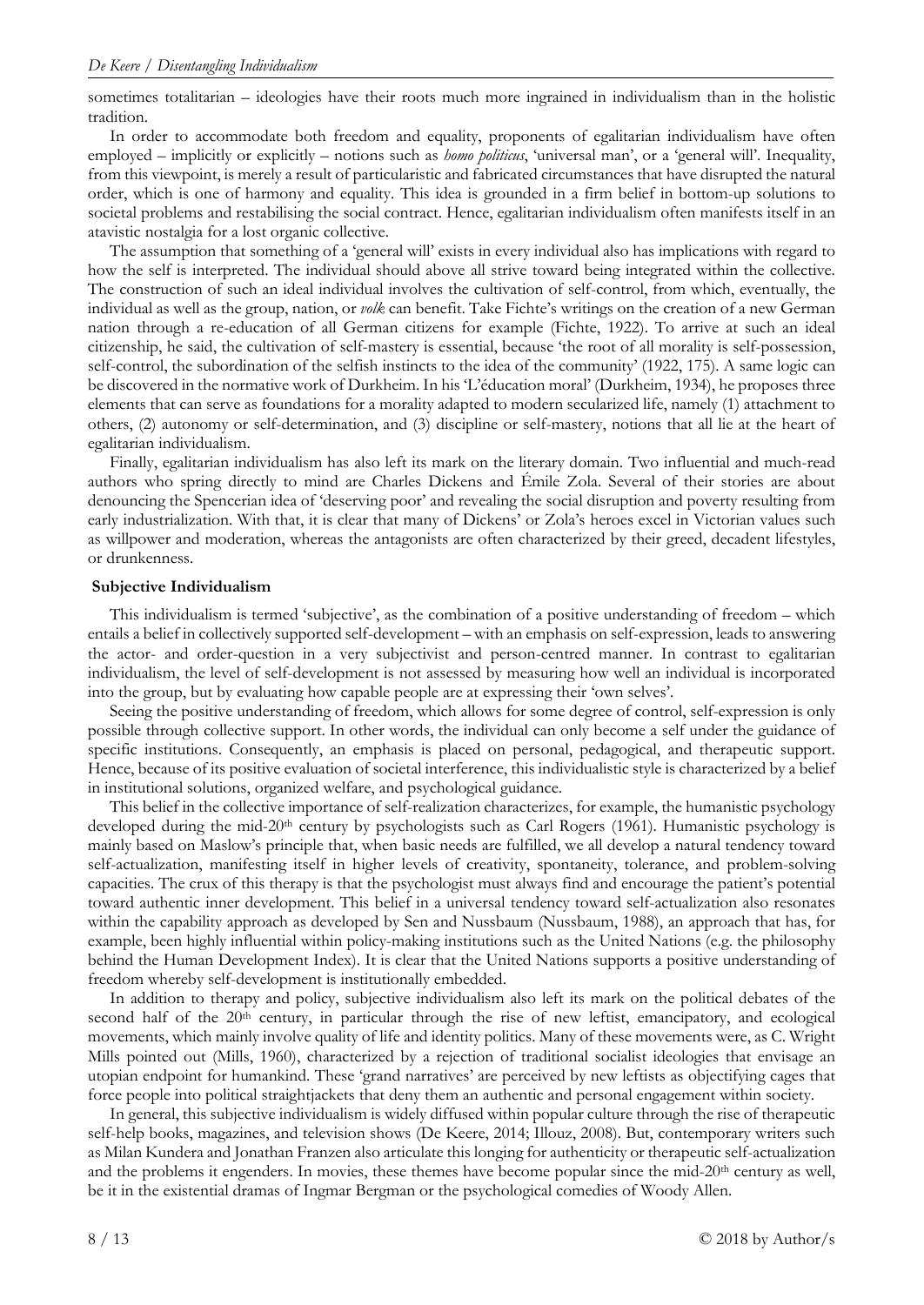sometimes totalitarian – ideologies have their roots much more ingrained in individualism than in the holistic tradition.

In order to accommodate both freedom and equality, proponents of egalitarian individualism have often employed – implicitly or explicitly – notions such as *homo politicus*, 'universal man', or a 'general will'. Inequality, from this viewpoint, is merely a result of particularistic and fabricated circumstances that have disrupted the natural order, which is one of harmony and equality. This idea is grounded in a firm belief in bottom-up solutions to societal problems and restabilising the social contract. Hence, egalitarian individualism often manifests itself in an atavistic nostalgia for a lost organic collective.

The assumption that something of a 'general will' exists in every individual also has implications with regard to how the self is interpreted. The individual should above all strive toward being integrated within the collective. The construction of such an ideal individual involves the cultivation of self-control, from which, eventually, the individual as well as the group, nation, or *volk* can benefit. Take Fichte's writings on the creation of a new German nation through a re-education of all German citizens for example (Fichte, 1922). To arrive at such an ideal citizenship, he said, the cultivation of self-mastery is essential, because 'the root of all morality is self-possession, self-control, the subordination of the selfish instincts to the idea of the community' (1922, 175). A same logic can be discovered in the normative work of Durkheim. In his 'L'éducation moral' (Durkheim, 1934), he proposes three elements that can serve as foundations for a morality adapted to modern secularized life, namely (1) attachment to others, (2) autonomy or self-determination, and (3) discipline or self-mastery, notions that all lie at the heart of egalitarian individualism.

Finally, egalitarian individualism has also left its mark on the literary domain. Two influential and much-read authors who spring directly to mind are Charles Dickens and Émile Zola. Several of their stories are about denouncing the Spencerian idea of 'deserving poor' and revealing the social disruption and poverty resulting from early industrialization. With that, it is clear that many of Dickens' or Zola's heroes excel in Victorian values such as willpower and moderation, whereas the antagonists are often characterized by their greed, decadent lifestyles, or drunkenness.

**Subjective Individualism**

This individualism is termed 'subjective', as the combination of a positive understanding of freedom – which entails a belief in collectively supported self-development – with an emphasis on self-expression, leads to answering the actor- and order-question in a very subjectivist and person-centred manner. In contrast to egalitarian individualism, the level of self-development is not assessed by measuring how well an individual is incorporated into the group, but by evaluating how capable people are at expressing their 'own selves'.

Seeing the positive understanding of freedom, which allows for some degree of control, self-expression is only possible through collective support. In other words, the individual can only become a self under the guidance of specific institutions. Consequently, an emphasis is placed on personal, pedagogical, and therapeutic support. Hence, because of its positive evaluation of societal interference, this individualistic style is characterized by a belief in institutional solutions, organized welfare, and psychological guidance.

This belief in the collective importance of self-realization characterizes, for example, the humanistic psychology developed during the mid-20th century by psychologists such as Carl Rogers (1961). Humanistic psychology is mainly based on Maslow's principle that, when basic needs are fulfilled, we all develop a natural tendency toward self-actualization, manifesting itself in higher levels of creativity, spontaneity, tolerance, and problem-solving capacities. The crux of this therapy is that the psychologist must always find and encourage the patient's potential toward authentic inner development. This belief in a universal tendency toward self-actualization also resonates within the capability approach as developed by Sen and Nussbaum (Nussbaum, 1988), an approach that has, for example, been highly influential within policy-making institutions such as the United Nations (e.g. the philosophy behind the Human Development Index). It is clear that the United Nations supports a positive understanding of freedom whereby self-development is institutionally embedded.

In addition to therapy and policy, subjective individualism also left its mark on the political debates of the second half of the 20th century, in particular through the rise of new leftist, emancipatory, and ecological movements, which mainly involve quality of life and identity politics. Many of these movements were, as C. Wright Mills pointed out (Mills, 1960), characterized by a rejection of traditional socialist ideologies that envisage an utopian endpoint for humankind. These 'grand narratives' are perceived by new leftists as objectifying cages that force people into political straightjackets that deny them an authentic and personal engagement within society.

In general, this subjective individualism is widely diffused within popular culture through the rise of therapeutic self-help books, magazines, and television shows (De Keere, 2014; Illouz, 2008). But, contemporary writers such as Milan Kundera and Jonathan Franzen also articulate this longing for authenticity or therapeutic self-actualization and the problems it engenders. In movies, these themes have become popular since the mid-20th century as well, be it in the existential dramas of Ingmar Bergman or the psychological comedies of Woody Allen.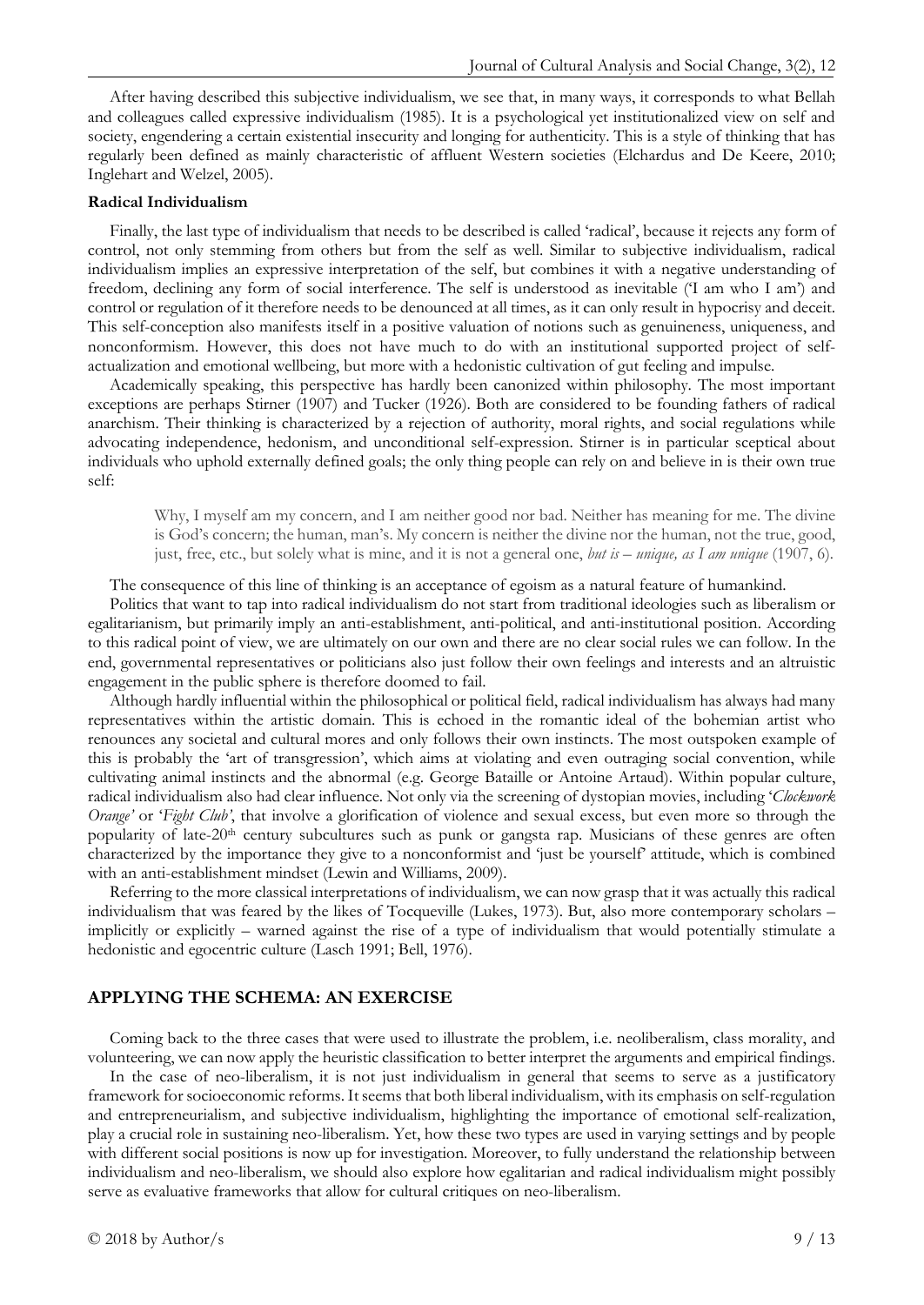After having described this subjective individualism, we see that, in many ways, it corresponds to what Bellah and colleagues called expressive individualism (1985). It is a psychological yet institutionalized view on self and society, engendering a certain existential insecurity and longing for authenticity. This is a style of thinking that has regularly been defined as mainly characteristic of affluent Western societies (Elchardus and De Keere, 2010; Inglehart and Welzel, 2005).

**Radical Individualism**

Finally, the last type of individualism that needs to be described is called 'radical', because it rejects any form of control, not only stemming from others but from the self as well. Similar to subjective individualism, radical individualism implies an expressive interpretation of the self, but combines it with a negative understanding of freedom, declining any form of social interference. The self is understood as inevitable ('I am who I am') and control or regulation of it therefore needs to be denounced at all times, as it can only result in hypocrisy and deceit. This self-conception also manifests itself in a positive valuation of notions such as genuineness, uniqueness, and nonconformism. However, this does not have much to do with an institutional supported project of self-actualization and emotional wellbeing, but more with a hedonistic cultivation of gut feeling and impulse.

Academically speaking, this perspective has hardly been canonized within philosophy. The most important exceptions are perhaps Stirner (1907) and Tucker (1926). Both are considered to be founding fathers of radical anarchism. Their thinking is characterized by a rejection of authority, moral rights, and social regulations while advocating independence, hedonism, and unconditional self-expression. Stirner is in particular sceptical about individuals who uphold externally defined goals; the only thing people can rely on and believe in is their own true self:

> Why, I myself am my concern, and I am neither good nor bad. Neither has meaning for me. The divine is God's concern; the human, man's. My concern is neither the divine nor the human, not the true, good, just, free, etc., but solely what is mine, and it is not a general one, *but is – unique, as I am unique* (1907, 6).

The consequence of this line of thinking is an acceptance of egoism as a natural feature of humankind.

Politics that want to tap into radical individualism do not start from traditional ideologies such as liberalism or egalitarianism, but primarily imply an anti-establishment, anti-political, and anti-institutional position. According to this radical point of view, we are ultimately on our own and there are no clear social rules we can follow. In the end, governmental representatives or politicians also just follow their own feelings and interests and an altruistic engagement in the public sphere is therefore doomed to fail.

Although hardly influential within the philosophical or political field, radical individualism has always had many representatives within the artistic domain. This is echoed in the romantic ideal of the bohemian artist who renounces any societal and cultural mores and only follows their own instincts. The most outspoken example of this is probably the 'art of transgression', which aims at violating and even outraging social convention, while cultivating animal instincts and the abnormal (e.g. George Bataille or Antoine Artaud). Within popular culture, radical individualism also had clear influence. Not only via the screening of dystopian movies, including '*Clockwork Orange*' or '*Fight Club*', that involve a glorification of violence and sexual excess, but even more so through the popularity of late-20th century subcultures such as punk or gangsta rap. Musicians of these genres are often characterized by the importance they give to a nonconformist and 'just be yourself' attitude, which is combined with an anti-establishment mindset (Lewin and Williams, 2009).

Referring to the more classical interpretations of individualism, we can now grasp that it was actually this radical individualism that was feared by the likes of Tocqueville (Lukes, 1973). But, also more contemporary scholars – implicitly or explicitly – warned against the rise of a type of individualism that would potentially stimulate a hedonistic and egocentric culture (Lasch 1991; Bell, 1976).

## APPLYING THE SCHEMA: AN EXERCISE

Coming back to the three cases that were used to illustrate the problem, i.e. neoliberalism, class morality, and volunteering, we can now apply the heuristic classification to better interpret the arguments and empirical findings.

In the case of neo-liberalism, it is not just individualism in general that seems to serve as a justificatory framework for socioeconomic reforms. It seems that both liberal individualism, with its emphasis on self-regulation and entrepreneurialism, and subjective individualism, highlighting the importance of emotional self-realization, play a crucial role in sustaining neo-liberalism. Yet, how these two types are used in varying settings and by people with different social positions is now up for investigation. Moreover, to fully understand the relationship between individualism and neo-liberalism, we should also explore how egalitarian and radical individualism might possibly serve as evaluative frameworks that allow for cultural critiques on neo-liberalism.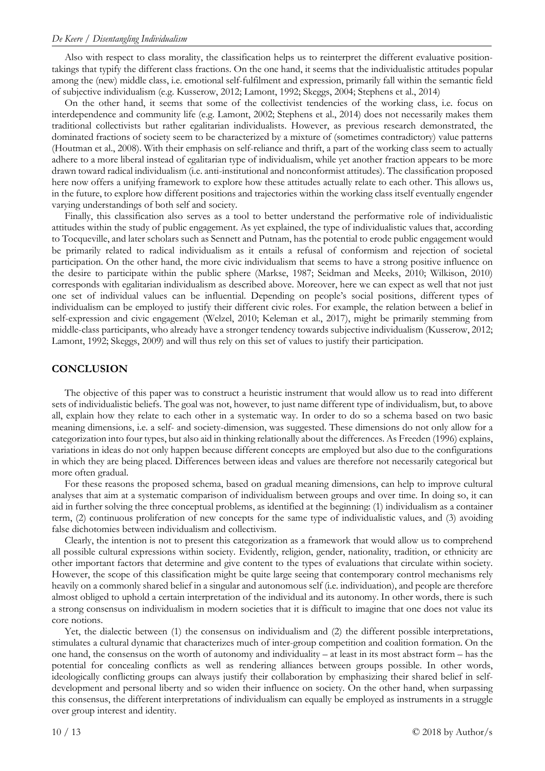Also with respect to class morality, the classification helps us to reinterpret the different evaluative position-takings that typify the different class fractions. On the one hand, it seems that the individualistic attitudes popular among the (new) middle class, i.e. emotional self-fulfilment and expression, primarily fall within the semantic field of subjective individualism (e.g. Kusserow, 2012; Lamont, 1992; Skeggs, 2004; Stephens et al., 2014)

On the other hand, it seems that some of the collectivist tendencies of the working class, i.e. focus on interdependence and community life (e.g. Lamont, 2002; Stephens et al., 2014) does not necessarily makes them traditional collectivists but rather egalitarian individualists. However, as previous research demonstrated, the dominated fractions of society seem to be characterized by a mixture of (sometimes contradictory) value patterns (Houtman et al., 2008). With their emphasis on self-reliance and thrift, a part of the working class seem to actually adhere to a more liberal instead of egalitarian type of individualism, while yet another fraction appears to be more drawn toward radical individualism (i.e. anti-institutional and nonconformist attitudes). The classification proposed here now offers a unifying framework to explore how these attitudes actually relate to each other. This allows us, in the future, to explore how different positions and trajectories within the working class itself eventually engender varying understandings of both self and society.

Finally, this classification also serves as a tool to better understand the performative role of individualistic attitudes within the study of public engagement. As yet explained, the type of individualistic values that, according to Tocqueville, and later scholars such as Sennett and Putnam, has the potential to erode public engagement would be primarily related to radical individualism as it entails a refusal of conformism and rejection of societal participation. On the other hand, the more civic individualism that seems to have a strong positive influence on the desire to participate within the public sphere (Markse, 1987; Seidman and Meeks, 2010; Wilkison, 2010) corresponds with egalitarian individualism as described above. Moreover, here we can expect as well that not just one set of individual values can be influential. Depending on people's social positions, different types of individualism can be employed to justify their different civic roles. For example, the relation between a belief in self-expression and civic engagement (Welzel, 2010; Keleman et al., 2017), might be primarily stemming from middle-class participants, who already have a stronger tendency towards subjective individualism (Kusserow, 2012; Lamont, 1992; Skeggs, 2009) and will thus rely on this set of values to justify their participation.

## CONCLUSION

The objective of this paper was to construct a heuristic instrument that would allow us to read into different sets of individualistic beliefs. The goal was not, however, to just name different type of individualism, but, to above all, explain how they relate to each other in a systematic way. In order to do so a schema based on two basic meaning dimensions, i.e. a self- and society-dimension, was suggested. These dimensions do not only allow for a categorization into four types, but also aid in thinking relationally about the differences. As Freeden (1996) explains, variations in ideas do not only happen because different concepts are employed but also due to the configurations in which they are being placed. Differences between ideas and values are therefore not necessarily categorical but more often gradual.

For these reasons the proposed schema, based on gradual meaning dimensions, can help to improve cultural analyses that aim at a systematic comparison of individualism between groups and over time. In doing so, it can aid in further solving the three conceptual problems, as identified at the beginning: (1) individualism as a container term, (2) continuous proliferation of new concepts for the same type of individualistic values, and (3) avoiding false dichotomies between individualism and collectivism.

Clearly, the intention is not to present this categorization as a framework that would allow us to comprehend all possible cultural expressions within society. Evidently, religion, gender, nationality, tradition, or ethnicity are other important factors that determine and give content to the types of evaluations that circulate within society. However, the scope of this classification might be quite large seeing that contemporary control mechanisms rely heavily on a commonly shared belief in a singular and autonomous self (i.e. individuation), and people are therefore almost obliged to uphold a certain interpretation of the individual and its autonomy. In other words, there is such a strong consensus on individualism in modern societies that it is difficult to imagine that one does not value its core notions.

Yet, the dialectic between (1) the consensus on individualism and (2) the different possible interpretations, stimulates a cultural dynamic that characterizes much of inter-group competition and coalition formation. On the one hand, the consensus on the worth of autonomy and individuality – at least in its most abstract form – has the potential for concealing conflicts as well as rendering alliances between groups possible. In other words, ideologically conflicting groups can always justify their collaboration by emphasizing their shared belief in self-development and personal liberty and so widen their influence on society. On the other hand, when surpassing this consensus, the different interpretations of individualism can equally be employed as instruments in a struggle over group interest and identity.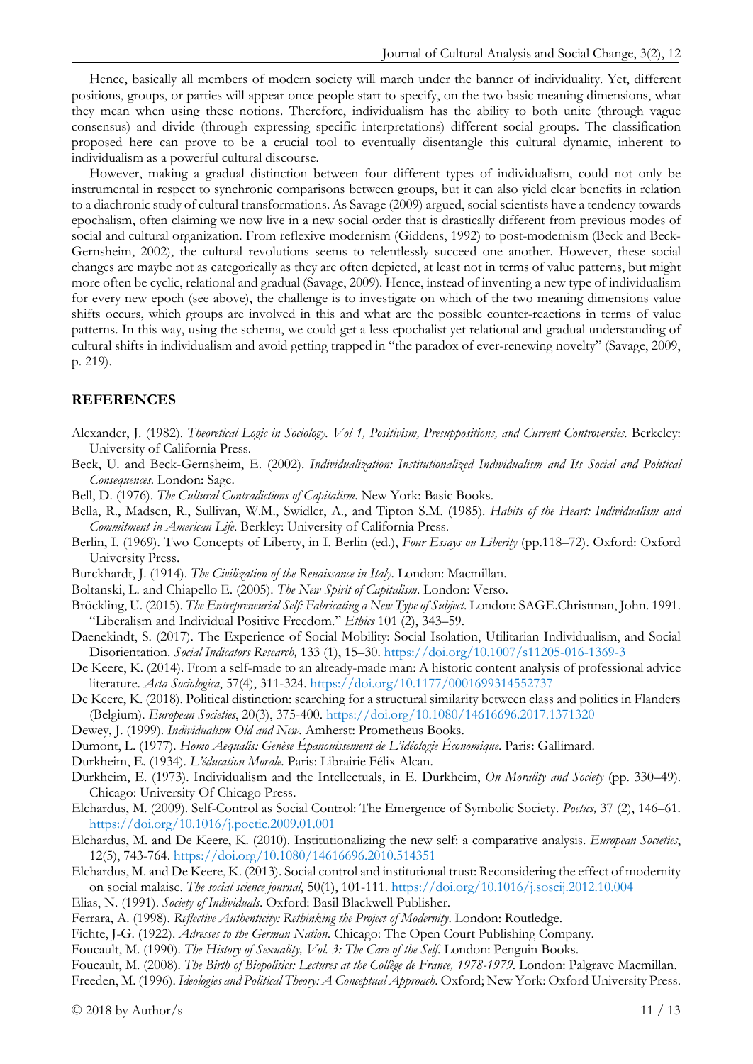Hence, basically all members of modern society will march under the banner of individuality. Yet, different positions, groups, or parties will appear once people start to specify, on the two basic meaning dimensions, what they mean when using these notions. Therefore, individualism has the ability to both unite (through vague consensus) and divide (through expressing specific interpretations) different social groups. The classification proposed here can prove to be a crucial tool to eventually disentangle this cultural dynamic, inherent to individualism as a powerful cultural discourse.

However, making a gradual distinction between four different types of individualism, could not only be instrumental in respect to synchronic comparisons between groups, but it can also yield clear benefits in relation to a diachronic study of cultural transformations. As Savage (2009) argued, social scientists have a tendency towards epochalism, often claiming we now live in a new social order that is drastically different from previous modes of social and cultural organization. From reflexive modernism (Giddens, 1992) to post-modernism (Beck and Beck-Gernsheim, 2002), the cultural revolutions seems to relentlessly succeed one another. However, these social changes are maybe not as categorically as they are often depicted, at least not in terms of value patterns, but might more often be cyclic, relational and gradual (Savage, 2009). Hence, instead of inventing a new type of individualism for every new epoch (see above), the challenge is to investigate on which of the two meaning dimensions value shifts occurs, which groups are involved in this and what are the possible counter-reactions in terms of value patterns. In this way, using the schema, we could get a less epochalist yet relational and gradual understanding of cultural shifts in individualism and avoid getting trapped in "the paradox of ever-renewing novelty" (Savage, 2009, p. 219).

## REFERENCES

Alexander, J. (1982). *Theoretical Logic in Sociology. Vol 1, Positivism, Presuppositions, and Current Controversies*. Berkeley: University of California Press.

Beck, U. and Beck-Gernsheim, E. (2002). *Individualization: Institutionalized Individualism and Its Social and Political Consequences*. London: Sage.

Bell, D. (1976). *The Cultural Contradictions of Capitalism*. New York: Basic Books.

Bella, R., Madsen, R., Sullivan, W.M., Swidler, A., and Tipton S.M. (1985). *Habits of the Heart: Individualism and Commitment in American Life*. Berkley: University of California Press.

Berlin, I. (1969). Two Concepts of Liberty, in I. Berlin (ed.), *Four Essays on Liberty* (pp.118–72). Oxford: Oxford University Press.

Burckhardt, J. (1914). *The Civilization of the Renaissance in Italy*. London: Macmillan.

Boltanski, L. and Chiapello E. (2005). *The New Spirit of Capitalism*. London: Verso.

Bröckling, U. (2015). *The Entrepreneurial Self: Fabricating a New Type of Subject*. London: SAGE.Christman, John. 1991. "Liberalism and Individual Positive Freedom." *Ethics* 101 (2), 343–59.

Daenekindt, S. (2017). The Experience of Social Mobility: Social Isolation, Utilitarian Individualism, and Social Disorientation. *Social Indicators Research,* 133 (1), 15–30. https://doi.org/10.1007/s11205-016-1369-3

De Keere, K. (2014). From a self-made to an already-made man: A historic content analysis of professional advice literature. *Acta Sociologica*, 57(4), 311-324. https://doi.org/10.1177/0001699314552737

De Keere, K. (2018). Political distinction: searching for a structural similarity between class and politics in Flanders (Belgium). *European Societies*, 20(3), 375-400. https://doi.org/10.1080/14616696.2017.1371320

Dewey, J. (1999). *Individualism Old and New*. Amherst: Prometheus Books.

Dumont, L. (1977). *Homo Aequalis: Genèse Épanouissement de L'idéologie Économique*. Paris: Gallimard.

Durkheim, E. (1934). *L'éducation Morale*. Paris: Librairie Félix Alcan.

Durkheim, E. (1973). Individualism and the Intellectuals, in E. Durkheim, *On Morality and Society* (pp. 330–49). Chicago: University Of Chicago Press.

Elchardus, M. (2009). Self-Control as Social Control: The Emergence of Symbolic Society. *Poetics,* 37 (2), 146–61. https://doi.org/10.1016/j.poetic.2009.01.001

Elchardus, M. and De Keere, K. (2010). Institutionalizing the new self: a comparative analysis. *European Societies*, 12(5), 743-764. https://doi.org/10.1080/14616696.2010.514351

Elchardus, M. and De Keere, K. (2013). Social control and institutional trust: Reconsidering the effect of modernity on social malaise. *The social science journal*, 50(1), 101-111. https://doi.org/10.1016/j.soscij.2012.10.004

Elias, N. (1991). *Society of Individuals*. Oxford: Basil Blackwell Publisher.

Ferrara, A. (1998). *Reflective Authenticity: Rethinking the Project of Modernity*. London: Routledge.

Fichte, J-G. (1922). *Adresses to the German Nation*. Chicago: The Open Court Publishing Company.

Foucault, M. (1990). *The History of Sexuality, Vol. 3: The Care of the Self*. London: Penguin Books.

Foucault, M. (2008). *The Birth of Biopolitics: Lectures at the Collège de France, 1978-1979*. London: Palgrave Macmillan.

Freeden, M. (1996). *Ideologies and Political Theory: A Conceptual Approach*. Oxford; New York: Oxford University Press.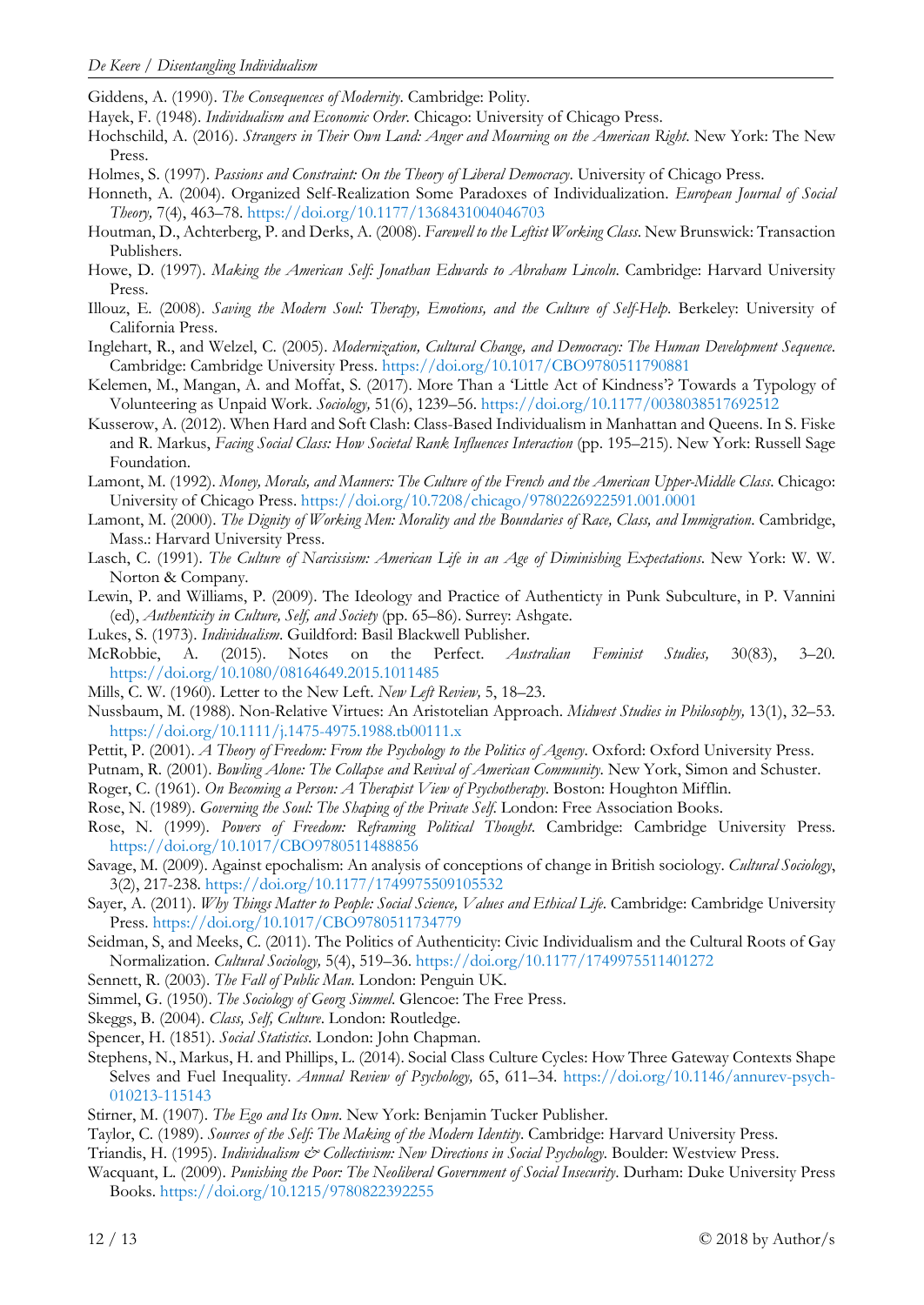Giddens, A. (1990). *The Consequences of Modernity*. Cambridge: Polity.

Hayek, F. (1948). *Individualism and Economic Order*. Chicago: University of Chicago Press.

Hochschild, A. (2016). *Strangers in Their Own Land: Anger and Mourning on the American Right*. New York: The New Press.

Holmes, S. (1997). *Passions and Constraint: On the Theory of Liberal Democracy*. University of Chicago Press.

Honneth, A. (2004). Organized Self-Realization Some Paradoxes of Individualization. *European Journal of Social Theory,* 7(4), 463–78. https://doi.org/10.1177/1368431004046703

Houtman, D., Achterberg, P. and Derks, A. (2008). *Farewell to the Leftist Working Class*. New Brunswick: Transaction Publishers.

Howe, D. (1997). *Making the American Self: Jonathan Edwards to Abraham Lincoln*. Cambridge: Harvard University Press.

Illouz, E. (2008). *Saving the Modern Soul: Therapy, Emotions, and the Culture of Self-Help*. Berkeley: University of California Press.

Inglehart, R., and Welzel, C. (2005). *Modernization, Cultural Change, and Democracy: The Human Development Sequence*. Cambridge: Cambridge University Press. https://doi.org/10.1017/CBO9780511790881

Kelemen, M., Mangan, A. and Moffat, S. (2017). More Than a 'Little Act of Kindness'? Towards a Typology of Volunteering as Unpaid Work. *Sociology,* 51(6), 1239–56. https://doi.org/10.1177/0038038517692512

Kusserow, A. (2012). When Hard and Soft Clash: Class-Based Individualism in Manhattan and Queens. In S. Fiske and R. Markus, *Facing Social Class: How Societal Rank Influences Interaction* (pp. 195–215). New York: Russell Sage Foundation.

Lamont, M. (1992). *Money, Morals, and Manners: The Culture of the French and the American Upper-Middle Class*. Chicago: University of Chicago Press. https://doi.org/10.7208/chicago/9780226922591.001.0001

Lamont, M. (2000). *The Dignity of Working Men: Morality and the Boundaries of Race, Class, and Immigration*. Cambridge, Mass.: Harvard University Press.

Lasch, C. (1991). *The Culture of Narcissism: American Life in an Age of Diminishing Expectations*. New York: W. W. Norton & Company.

Lewin, P. and Williams, P. (2009). The Ideology and Practice of Authenticty in Punk Subculture, in P. Vannini (ed), *Authenticity in Culture, Self, and Society* (pp. 65–86). Surrey: Ashgate.

Lukes, S. (1973). *Individualism*. Guildford: Basil Blackwell Publisher.

McRobbie, A. (2015). Notes on the Perfect. *Australian Feminist Studies,* 30(83), 3–20. https://doi.org/10.1080/08164649.2015.1011485

Mills, C. W. (1960). Letter to the New Left. *New Left Review,* 5, 18–23.

Nussbaum, M. (1988). Non-Relative Virtues: An Aristotelian Approach. *Midwest Studies in Philosophy,* 13(1), 32–53. https://doi.org/10.1111/j.1475-4975.1988.tb00111.x

Pettit, P. (2001). *A Theory of Freedom: From the Psychology to the Politics of Agency*. Oxford: Oxford University Press.

Putnam, R. (2001). *Bowling Alone: The Collapse and Revival of American Community*. New York, Simon and Schuster.

Roger, C. (1961). *On Becoming a Person: A Therapist View of Psychotherapy*. Boston: Houghton Mifflin.

Rose, N. (1989). *Governing the Soul: The Shaping of the Private Self*. London: Free Association Books.

Rose, N. (1999). *Powers of Freedom: Reframing Political Thought*. Cambridge: Cambridge University Press. https://doi.org/10.1017/CBO9780511488856

Savage, M. (2009). Against epochalism: An analysis of conceptions of change in British sociology. *Cultural Sociology*, 3(2), 217-238. https://doi.org/10.1177/1749975509105532

Sayer, A. (2011). *Why Things Matter to People: Social Science, Values and Ethical Life*. Cambridge: Cambridge University Press. https://doi.org/10.1017/CBO9780511734779

Seidman, S, and Meeks, C. (2011). The Politics of Authenticity: Civic Individualism and the Cultural Roots of Gay Normalization. *Cultural Sociology,* 5(4), 519–36. https://doi.org/10.1177/1749975511401272

Sennett, R. (2003). *The Fall of Public Man*. London: Penguin UK.

Simmel, G. (1950). *The Sociology of Georg Simmel*. Glencoe: The Free Press.

Skeggs, B. (2004). *Class, Self, Culture*. London: Routledge.

Spencer, H. (1851). *Social Statistics*. London: John Chapman.

Stephens, N., Markus, H. and Phillips, L. (2014). Social Class Culture Cycles: How Three Gateway Contexts Shape Selves and Fuel Inequality. *Annual Review of Psychology,* 65, 611–34. https://doi.org/10.1146/annurev-psych-010213-115143

Stirner, M. (1907). *The Ego and Its Own*. New York: Benjamin Tucker Publisher.

Taylor, C. (1989). *Sources of the Self: The Making of the Modern Identity*. Cambridge: Harvard University Press.

Triandis, H. (1995). *Individualism & Collectivism: New Directions in Social Psychology*. Boulder: Westview Press.

Wacquant, L. (2009). *Punishing the Poor: The Neoliberal Government of Social Insecurity*. Durham: Duke University Press Books. https://doi.org/10.1215/9780822392255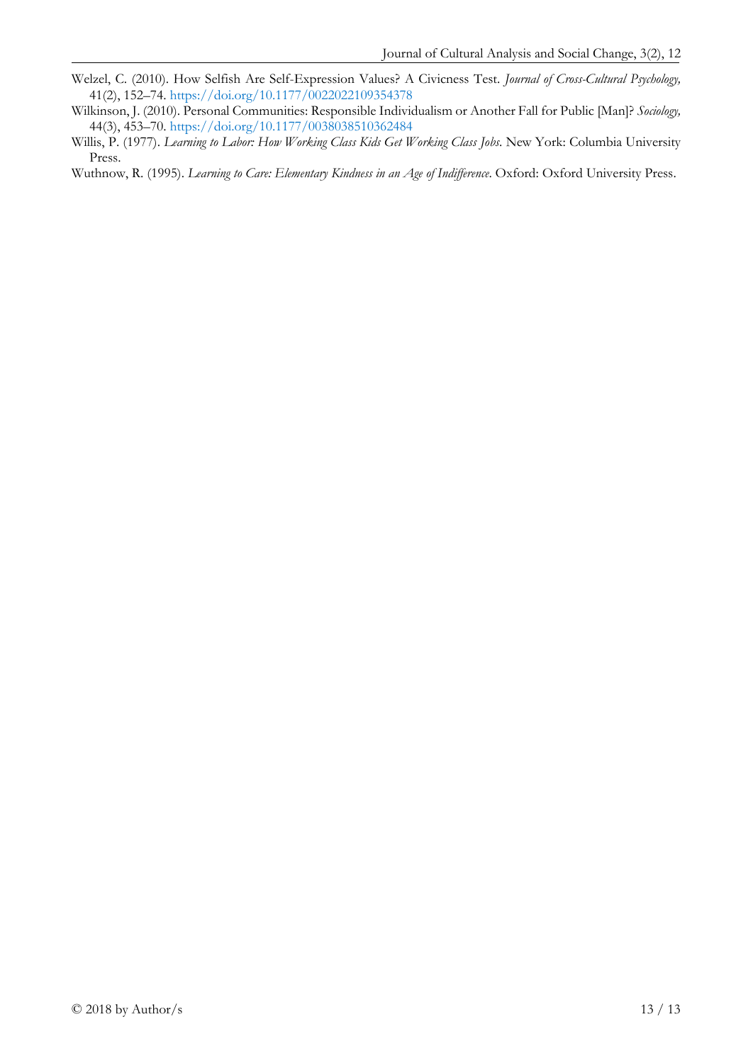Welzel, C. (2010). How Selfish Are Self-Expression Values? A Civicness Test. *Journal of Cross-Cultural Psychology,* 41(2), 152–74. https://doi.org/10.1177/0022022109354378

Wilkinson, J. (2010). Personal Communities: Responsible Individualism or Another Fall for Public [Man]? *Sociology,* 44(3), 453–70. https://doi.org/10.1177/0038038510362484

Willis, P. (1977). *Learning to Labor: How Working Class Kids Get Working Class Jobs.* New York: Columbia University Press.

Wuthnow, R. (1995). *Learning to Care: Elementary Kindness in an Age of Indifference.* Oxford: Oxford University Press.